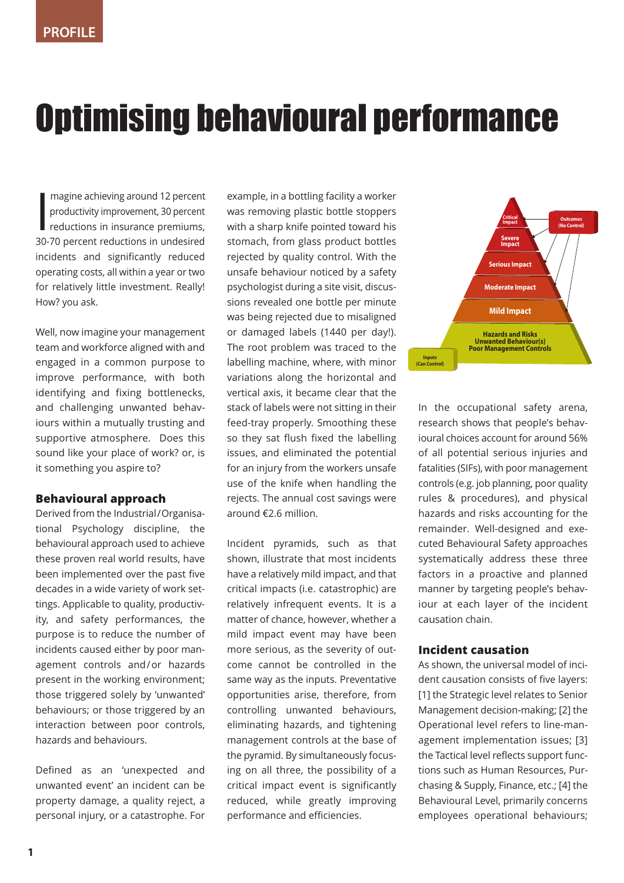PROFILE

# Optimising behavioural performance

Imagine achieving around 12 percent productivity improvement, 30 percent reductions in insurance premiums, 30-70 percent reductions in undesired incidents and significantly reduced operating costs, all within a year or two for relatively little investment. Really! How? you ask.

Well, now imagine your management team and workforce aligned with and engaged in a common purpose to improve performance, with both identifying and fixing bottlenecks, and challenging unwanted behaviours within a mutually trusting and supportive atmosphere. Does this sound like your place of work? or, is it something you aspire to?

## Behavioural approach

Derived from the Industrial/Organisational Psychology discipline, the behavioural approach used to achieve these proven real world results, have been implemented over the past five decades in a wide variety of work settings. Applicable to quality, productivity, and safety performances, the purpose is to reduce the number of incidents caused either by poor management controls and/or hazards present in the working environment; those triggered solely by 'unwanted' behaviours; or those triggered by an interaction between poor controls, hazards and behaviours.

Defined as an 'unexpected and unwanted event' an incident can be property damage, a quality reject, a personal injury, or a catastrophe. For example, in a bottling facility a worker was removing plastic bottle stoppers with a sharp knife pointed toward his stomach, from glass product bottles rejected by quality control. With the unsafe behaviour noticed by a safety psychologist during a site visit, discussions revealed one bottle per minute was being rejected due to misaligned or damaged labels (1440 per day!). The root problem was traced to the labelling machine, where, with minor variations along the horizontal and vertical axis, it became clear that the stack of labels were not sitting in their feed-tray properly. Smoothing these so they sat flush fixed the labelling issues, and eliminated the potential for an injury from the workers unsafe use of the knife when handling the rejects. The annual cost savings were around €2.6 million.

Incident pyramids, such as that shown, illustrate that most incidents have a relatively mild impact, and that critical impacts (i.e. catastrophic) are relatively infrequent events. It is a matter of chance, however, whether a mild impact event may have been more serious, as the severity of outcome cannot be controlled in the same way as the inputs. Preventative opportunities arise, therefore, from controlling unwanted behaviours, eliminating hazards, and tightening management controls at the base of the pyramid. By simultaneously focusing on all three, the possibility of a critical impact event is significantly reduced, while greatly improving performance and efficiencies.

Critical Impact
Severe Impact
Serious Impact
Moderate Impact
Mild Impact
Hazards and Risks
Unwanted Behaviour(s)
Poor Management Controls
Outcomes (No Control)
Inputs (Can Control)

In the occupational safety arena, research shows that people's behavioural choices account for around 56% of all potential serious injuries and fatalities (SIFs), with poor management controls (e.g. job planning, poor quality rules & procedures), and physical hazards and risks accounting for the remainder. Well-designed and executed Behavioural Safety approaches systematically address these three factors in a proactive and planned manner by targeting people's behaviour at each layer of the incident causation chain.

## Incident causation

As shown, the universal model of incident causation consists of five layers: [1] the Strategic level relates to Senior Management decision-making; [2] the Operational level refers to line-management implementation issues; [3] the Tactical level reflects support functions such as Human Resources, Purchasing & Supply, Finance, etc.; [4] the Behavioural Level, primarily concerns employees operational behaviours;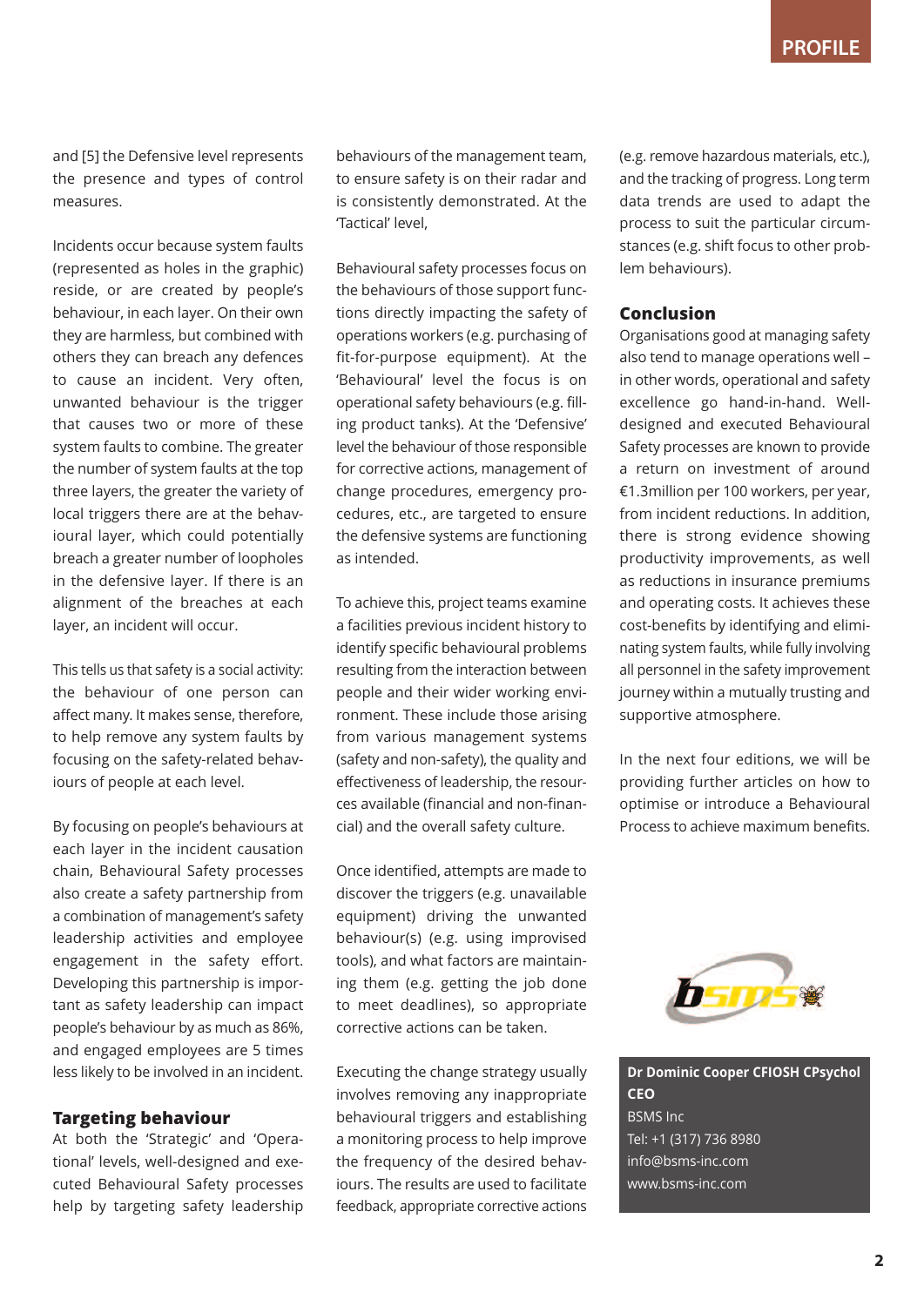and [5] the Defensive level represents the presence and types of control measures.

Incidents occur because system faults (represented as holes in the graphic) reside, or are created by people's behaviour, in each layer. On their own they are harmless, but combined with others they can breach any defences to cause an incident. Very often, unwanted behaviour is the trigger that causes two or more of these system faults to combine. The greater the number of system faults at the top three layers, the greater the variety of local triggers there are at the behavioural layer, which could potentially breach a greater number of loopholes in the defensive layer. If there is an alignment of the breaches at each layer, an incident will occur.

This tells us that safety is a social activity: the behaviour of one person can affect many. It makes sense, therefore, to help remove any system faults by focusing on the safety-related behaviours of people at each level.

By focusing on people's behaviours at each layer in the incident causation chain, Behavioural Safety processes also create a safety partnership from a combination of management's safety leadership activities and employee engagement in the safety effort. Developing this partnership is important as safety leadership can impact people's behaviour by as much as 86%, and engaged employees are 5 times less likely to be involved in an incident.

## Targeting behaviour

At both the 'Strategic' and 'Operational' levels, well-designed and executed Behavioural Safety processes help by targeting safety leadership behaviours of the management team, to ensure safety is on their radar and is consistently demonstrated. At the 'Tactical' level,

Behavioural safety processes focus on the behaviours of those support functions directly impacting the safety of operations workers (e.g. purchasing of fit-for-purpose equipment). At the 'Behavioural' level the focus is on operational safety behaviours (e.g. filling product tanks). At the 'Defensive' level the behaviour of those responsible for corrective actions, management of change procedures, emergency procedures, etc., are targeted to ensure the defensive systems are functioning as intended.

To achieve this, project teams examine a facilities previous incident history to identify specific behavioural problems resulting from the interaction between people and their wider working environment. These include those arising from various management systems (safety and non-safety), the quality and effectiveness of leadership, the resources available (financial and non-financial) and the overall safety culture.

Once identified, attempts are made to discover the triggers (e.g. unavailable equipment) driving the unwanted behaviour(s) (e.g. using improvised tools), and what factors are maintaining them (e.g. getting the job done to meet deadlines), so appropriate corrective actions can be taken.

Executing the change strategy usually involves removing any inappropriate behavioural triggers and establishing a monitoring process to help improve the frequency of the desired behaviours. The results are used to facilitate feedback, appropriate corrective actions (e.g. remove hazardous materials, etc.), and the tracking of progress. Long term data trends are used to adapt the process to suit the particular circumstances (e.g. shift focus to other problem behaviours).

## Conclusion

Organisations good at managing safety also tend to manage operations well – in other words, operational and safety excellence go hand-in-hand. Well-designed and executed Behavioural Safety processes are known to provide a return on investment of around €1.3million per 100 workers, per year, from incident reductions. In addition, there is strong evidence showing productivity improvements, as well as reductions in insurance premiums and operating costs. It achieves these cost-benefits by identifying and eliminating system faults, while fully involving all personnel in the safety improvement journey within a mutually trusting and supportive atmosphere.

In the next four editions, we will be providing further articles on how to optimise or introduce a Behavioural Process to achieve maximum benefits.

**Dr Dominic Cooper CFIOSH CPsychol**
**CEO**
BSMS Inc
Tel: +1 (317) 736 8980
info@bsms-inc.com
www.bsms-inc.com